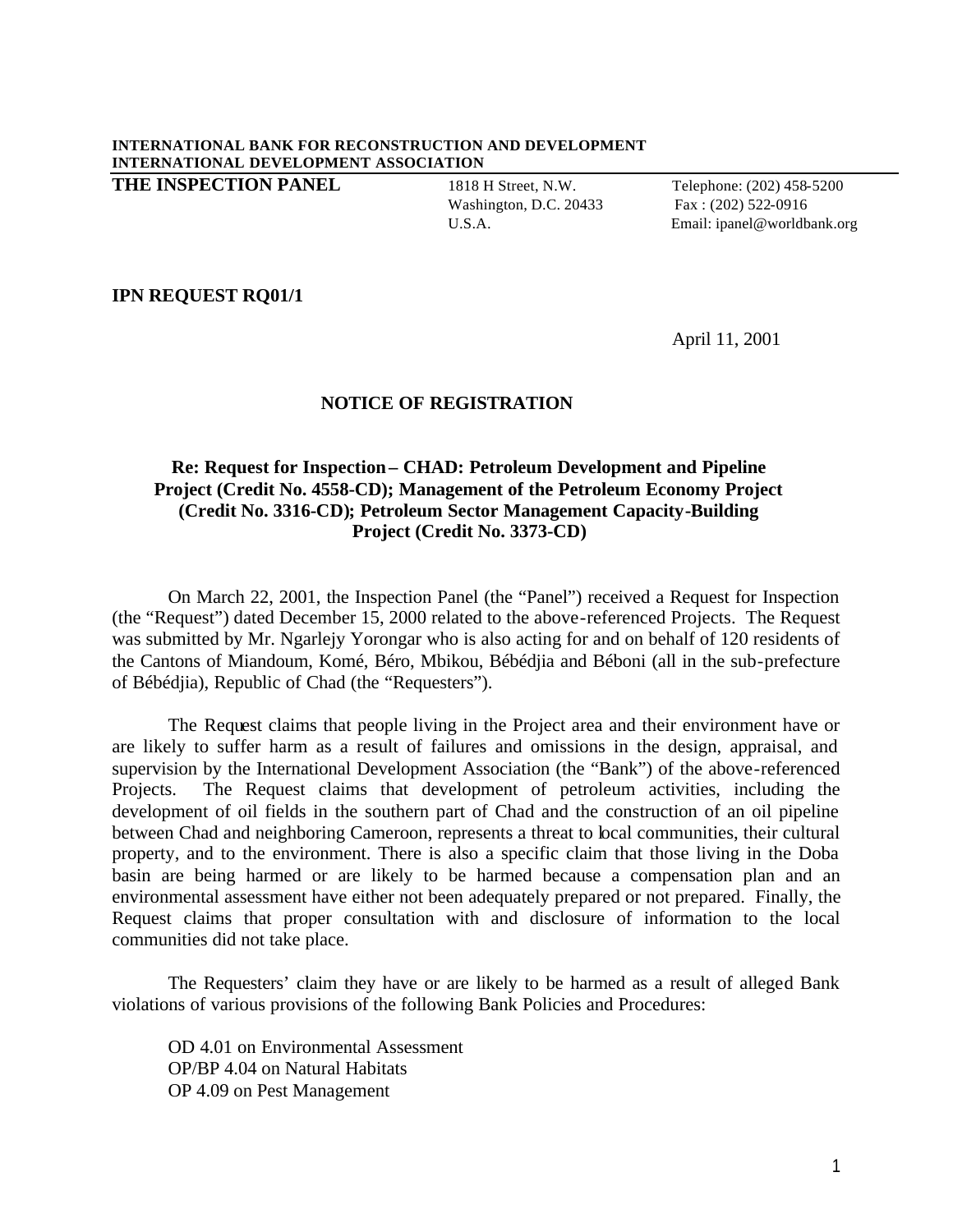**INTERNATIONAL BANK FOR RECONSTRUCTION AND DEVELOPMENT**
**INTERNATIONAL DEVELOPMENT ASSOCIATION**

**THE INSPECTION PANEL**

1818 H Street, N.W.
Washington, D.C. 20433
U.S.A.

Telephone: (202) 458-5200
Fax : (202) 522-0916
Email: ipanel@worldbank.org

**IPN REQUEST RQ01/1**

April 11, 2001

## NOTICE OF REGISTRATION

### Re: Request for Inspection – CHAD: Petroleum Development and Pipeline Project (Credit No. 4558-CD); Management of the Petroleum Economy Project (Credit No. 3316-CD); Petroleum Sector Management Capacity-Building Project (Credit No. 3373-CD)

On March 22, 2001, the Inspection Panel (the "Panel") received a Request for Inspection (the "Request") dated December 15, 2000 related to the above-referenced Projects. The Request was submitted by Mr. Ngarlejy Yorongar who is also acting for and on behalf of 120 residents of the Cantons of Miandoum, Komé, Béro, Mbikou, Bébédjia and Béboni (all in the sub-prefecture of Bébédjia), Republic of Chad (the "Requesters").

The Request claims that people living in the Project area and their environment have or are likely to suffer harm as a result of failures and omissions in the design, appraisal, and supervision by the International Development Association (the "Bank") of the above-referenced Projects. The Request claims that development of petroleum activities, including the development of oil fields in the southern part of Chad and the construction of an oil pipeline between Chad and neighboring Cameroon, represents a threat to local communities, their cultural property, and to the environment. There is also a specific claim that those living in the Doba basin are being harmed or are likely to be harmed because a compensation plan and an environmental assessment have either not been adequately prepared or not prepared. Finally, the Request claims that proper consultation with and disclosure of information to the local communities did not take place.

The Requesters' claim they have or are likely to be harmed as a result of alleged Bank violations of various provisions of the following Bank Policies and Procedures:

OD 4.01 on Environmental Assessment
OP/BP 4.04 on Natural Habitats
OP 4.09 on Pest Management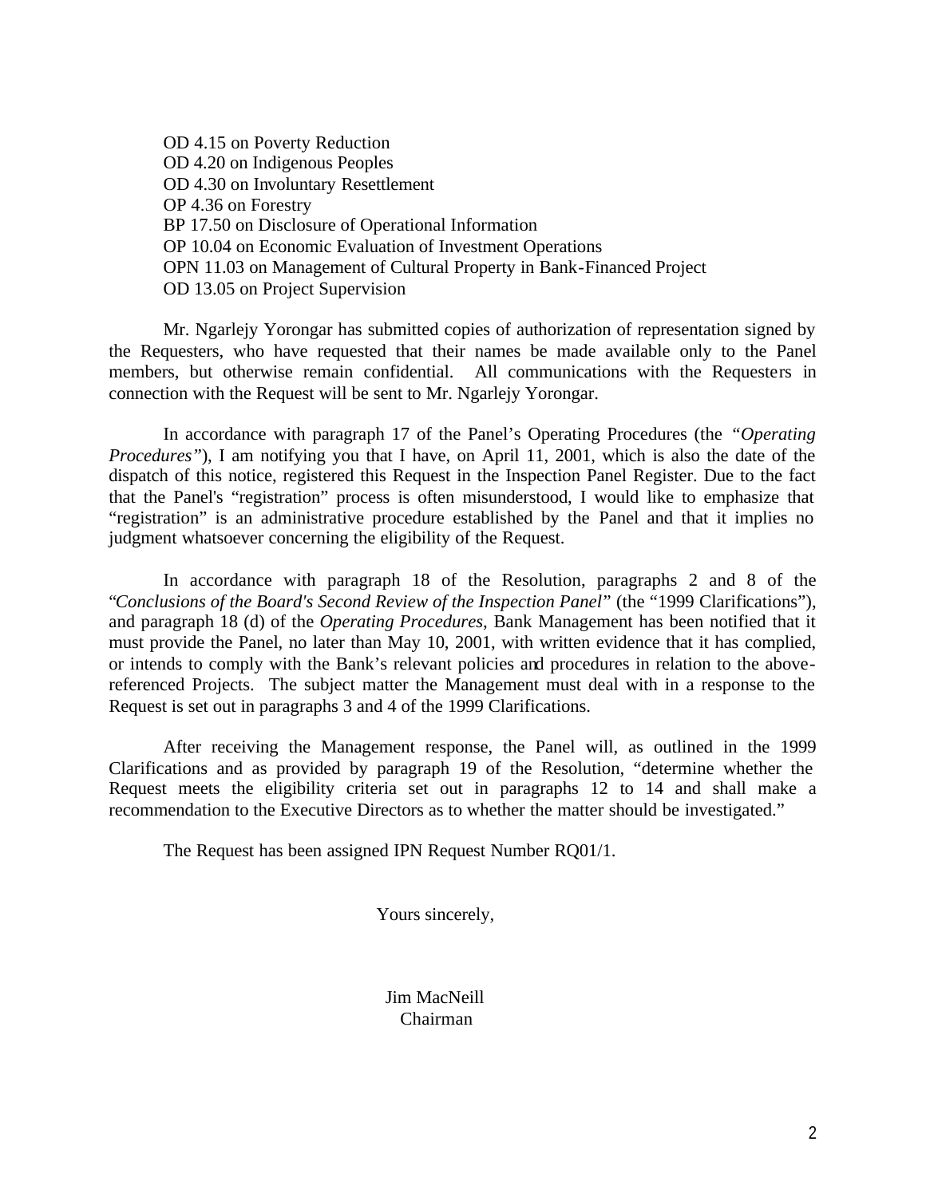OD 4.15 on Poverty Reduction
OD 4.20 on Indigenous Peoples
OD 4.30 on Involuntary Resettlement
OP 4.36 on Forestry
BP 17.50 on Disclosure of Operational Information
OP 10.04 on Economic Evaluation of Investment Operations
OPN 11.03 on Management of Cultural Property in Bank-Financed Project
OD 13.05 on Project Supervision

Mr. Ngarlejy Yorongar has submitted copies of authorization of representation signed by the Requesters, who have requested that their names be made available only to the Panel members, but otherwise remain confidential. All communications with the Requesters in connection with the Request will be sent to Mr. Ngarlejy Yorongar.

In accordance with paragraph 17 of the Panel's Operating Procedures (the *"Operating Procedures"*), I am notifying you that I have, on April 11, 2001, which is also the date of the dispatch of this notice, registered this Request in the Inspection Panel Register. Due to the fact that the Panel's "registration" process is often misunderstood, I would like to emphasize that "registration" is an administrative procedure established by the Panel and that it implies no judgment whatsoever concerning the eligibility of the Request.

In accordance with paragraph 18 of the Resolution, paragraphs 2 and 8 of the "*Conclusions of the Board's Second Review of the Inspection Panel*" (the "1999 Clarifications"), and paragraph 18 (d) of the *Operating Procedures*, Bank Management has been notified that it must provide the Panel, no later than May 10, 2001, with written evidence that it has complied, or intends to comply with the Bank's relevant policies and procedures in relation to the above-referenced Projects. The subject matter the Management must deal with in a response to the Request is set out in paragraphs 3 and 4 of the 1999 Clarifications.

After receiving the Management response, the Panel will, as outlined in the 1999 Clarifications and as provided by paragraph 19 of the Resolution, "determine whether the Request meets the eligibility criteria set out in paragraphs 12 to 14 and shall make a recommendation to the Executive Directors as to whether the matter should be investigated."

The Request has been assigned IPN Request Number RQ01/1.

Yours sincerely,

Jim MacNeill
Chairman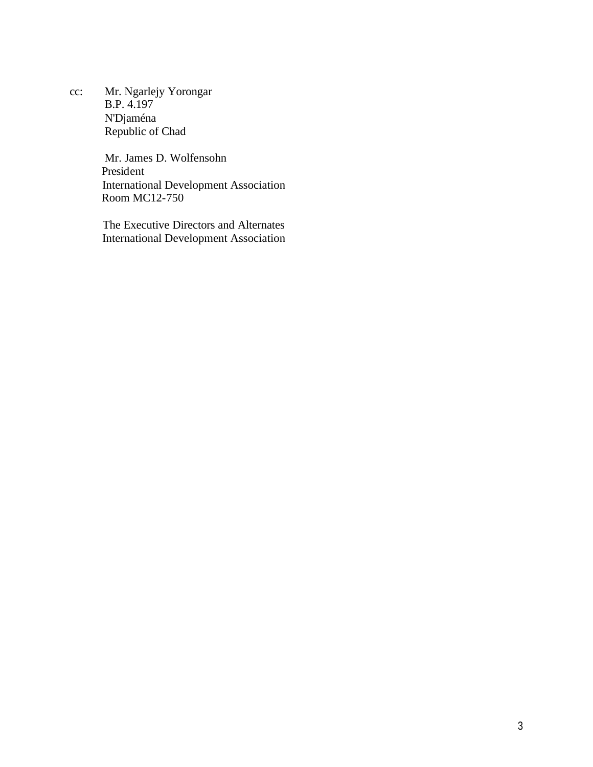cc: Mr. Ngarlejy Yorongar
B.P. 4.197
N'Djaména
Republic of Chad

Mr. James D. Wolfensohn
President
International Development Association
Room MC12-750

The Executive Directors and Alternates
International Development Association